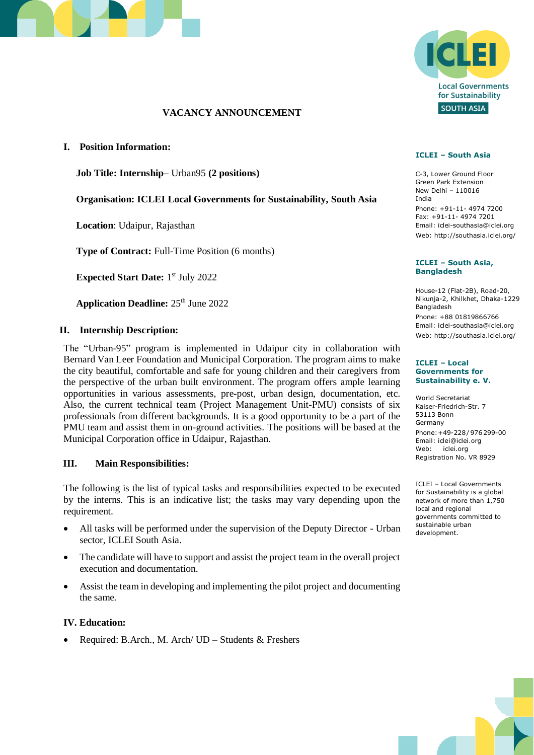# VACANCY ANNOUNCEMENT

## I. Position Information:

**Job Title: Internship**– Urban95 **(2 positions)**

**Organisation: ICLEI Local Governments for Sustainability, South Asia**

**Location**: Udaipur, Rajasthan

**Type of Contract:** Full-Time Position (6 months)

**Expected Start Date:** 1st July 2022

**Application Deadline:** 25th June 2022

## II. Internship Description:

The "Urban-95" program is implemented in Udaipur city in collaboration with Bernard Van Leer Foundation and Municipal Corporation. The program aims to make the city beautiful, comfortable and safe for young children and their caregivers from the perspective of the urban built environment. The program offers ample learning opportunities in various assessments, pre-post, urban design, documentation, etc. Also, the current technical team (Project Management Unit-PMU) consists of six professionals from different backgrounds. It is a good opportunity to be a part of the PMU team and assist them in on-ground activities. The positions will be based at the Municipal Corporation office in Udaipur, Rajasthan.

## III. Main Responsibilities:

The following is the list of typical tasks and responsibilities expected to be executed by the interns. This is an indicative list; the tasks may vary depending upon the requirement.

- All tasks will be performed under the supervision of the Deputy Director - Urban sector, ICLEI South Asia.
- The candidate will have to support and assist the project team in the overall project execution and documentation.
- Assist the team in developing and implementing the pilot project and documenting the same.

## IV. Education:

- Required: B.Arch., M. Arch/ UD – Students & Freshers

**ICLEI – South Asia**

C-3, Lower Ground Floor
Green Park Extension
New Delhi – 110016
India
Phone: +91-11- 4974 7200
Fax: +91-11- 4974 7201
Email: iclei-southasia@iclei.org
Web: http://southasia.iclei.org/

**ICLEI – South Asia, Bangladesh**

House-12 (Flat-2B), Road-20,
Nikunja-2, Khilkhet, Dhaka-1229
Bangladesh
Phone: +88 01819866766
Email: iclei-southasia@iclei.org
Web: http://southasia.iclei.org/

**ICLEI – Local Governments for Sustainability e. V.**

World Secretariat
Kaiser-Friedrich-Str. 7
53113 Bonn
Germany
Phone: +49-228/ 976 299-00
Email: iclei@iclei.org
Web: iclei.org
Registration No. VR 8929

ICLEI – Local Governments for Sustainability is a global network of more than 1,750 local and regional governments committed to sustainable urban development.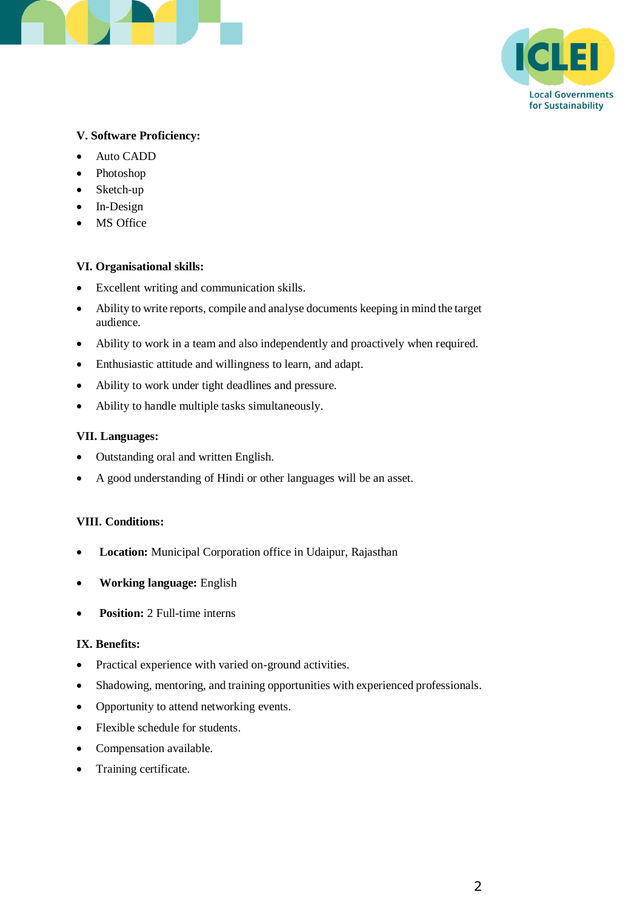**V. Software Proficiency:**

- Auto CADD
- Photoshop
- Sketch-up
- In-Design
- MS Office

**VI. Organisational skills:**

- Excellent writing and communication skills.
- Ability to write reports, compile and analyse documents keeping in mind the target audience.
- Ability to work in a team and also independently and proactively when required.
- Enthusiastic attitude and willingness to learn, and adapt.
- Ability to work under tight deadlines and pressure.
- Ability to handle multiple tasks simultaneously.

**VII. Languages:**

- Outstanding oral and written English.
- A good understanding of Hindi or other languages will be an asset.

**VIII. Conditions:**

- **Location:** Municipal Corporation office in Udaipur, Rajasthan
- **Working language:** English
- **Position:** 2 Full-time interns

**IX. Benefits:**

- Practical experience with varied on-ground activities.
- Shadowing, mentoring, and training opportunities with experienced professionals.
- Opportunity to attend networking events.
- Flexible schedule for students.
- Compensation available.
- Training certificate.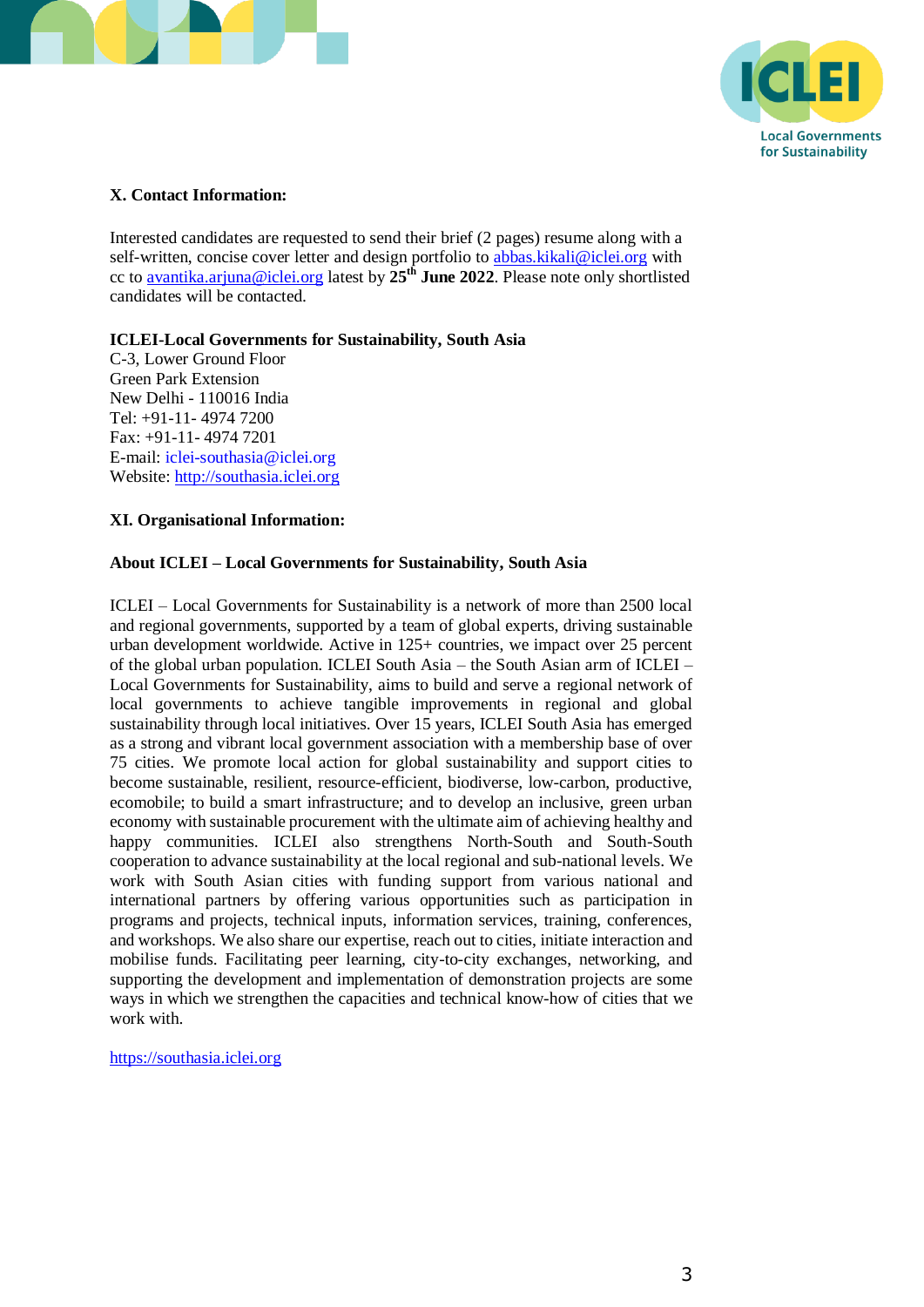**X. Contact Information:**

Interested candidates are requested to send their brief (2 pages) resume along with a self-written, concise cover letter and design portfolio to abbas.kikali@iclei.org with cc to avantika.arjuna@iclei.org latest by **25th June 2022**. Please note only shortlisted candidates will be contacted.

**ICLEI-Local Governments for Sustainability, South Asia**
C-3, Lower Ground Floor
Green Park Extension
New Delhi - 110016 India
Tel: +91-11- 4974 7200
Fax: +91-11- 4974 7201
E-mail: iclei-southasia@iclei.org
Website: http://southasia.iclei.org

**XI. Organisational Information:**

**About ICLEI – Local Governments for Sustainability, South Asia**

ICLEI – Local Governments for Sustainability is a network of more than 2500 local and regional governments, supported by a team of global experts, driving sustainable urban development worldwide. Active in 125+ countries, we impact over 25 percent of the global urban population. ICLEI South Asia – the South Asian arm of ICLEI – Local Governments for Sustainability, aims to build and serve a regional network of local governments to achieve tangible improvements in regional and global sustainability through local initiatives. Over 15 years, ICLEI South Asia has emerged as a strong and vibrant local government association with a membership base of over 75 cities. We promote local action for global sustainability and support cities to become sustainable, resilient, resource-efficient, biodiverse, low-carbon, productive, ecomobile; to build a smart infrastructure; and to develop an inclusive, green urban economy with sustainable procurement with the ultimate aim of achieving healthy and happy communities. ICLEI also strengthens North-South and South-South cooperation to advance sustainability at the local regional and sub-national levels. We work with South Asian cities with funding support from various national and international partners by offering various opportunities such as participation in programs and projects, technical inputs, information services, training, conferences, and workshops. We also share our expertise, reach out to cities, initiate interaction and mobilise funds. Facilitating peer learning, city-to-city exchanges, networking, and supporting the development and implementation of demonstration projects are some ways in which we strengthen the capacities and technical know-how of cities that we work with.

https://southasia.iclei.org